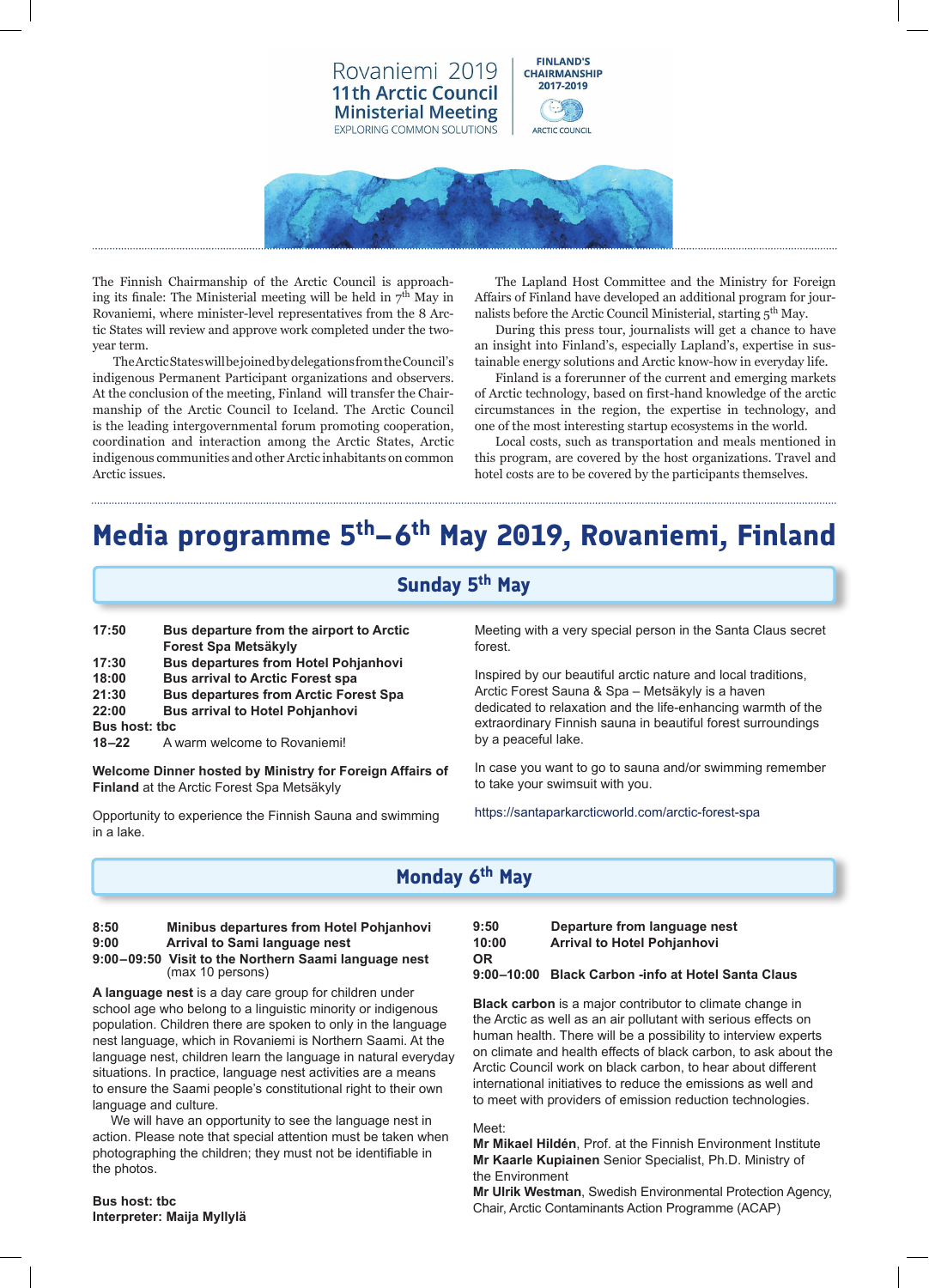Rovaniemi 2019
11th Arctic Council Ministerial Meeting
EXPLORING COMMON SOLUTIONS

FINLAND'S CHAIRMANSHIP 2017-2019
ARCTIC COUNCIL

The Finnish Chairmanship of the Arctic Council is approaching its finale: The Ministerial meeting will be held in 7th May in Rovaniemi, where minister-level representatives from the 8 Arctic States will review and approve work completed under the two-year term.

The Arctic States will be joined by delegations from the Council's indigenous Permanent Participant organizations and observers. At the conclusion of the meeting, Finland will transfer the Chairmanship of the Arctic Council to Iceland. The Arctic Council is the leading intergovernmental forum promoting cooperation, coordination and interaction among the Arctic States, Arctic indigenous communities and other Arctic inhabitants on common Arctic issues.

The Lapland Host Committee and the Ministry for Foreign Affairs of Finland have developed an additional program for journalists before the Arctic Council Ministerial, starting 5th May.

During this press tour, journalists will get a chance to have an insight into Finland's, especially Lapland's, expertise in sustainable energy solutions and Arctic know-how in everyday life.

Finland is a forerunner of the current and emerging markets of Arctic technology, based on first-hand knowledge of the arctic circumstances in the region, the expertise in technology, and one of the most interesting startup ecosystems in the world.

Local costs, such as transportation and meals mentioned in this program, are covered by the host organizations. Travel and hotel costs are to be covered by the participants themselves.

# Media programme 5th–6th May 2019, Rovaniemi, Finland

## Sunday 5th May

**17:50** **Bus departure from the airport to Arctic Forest Spa Metsäkyly**
**17:30** **Bus departures from Hotel Pohjanhovi**
**18:00** **Bus arrival to Arctic Forest spa**
**21:30** **Bus departures from Arctic Forest Spa**
**22:00** **Bus arrival to Hotel Pohjanhovi**
**Bus host: tbc**
**18–22** A warm welcome to Rovaniemi!

**Welcome Dinner hosted by Ministry for Foreign Affairs of Finland** at the Arctic Forest Spa Metsäkyly

Opportunity to experience the Finnish Sauna and swimming in a lake.

Meeting with a very special person in the Santa Claus secret forest.

Inspired by our beautiful arctic nature and local traditions, Arctic Forest Sauna & Spa – Metsäkyly is a haven dedicated to relaxation and the life-enhancing warmth of the extraordinary Finnish sauna in beautiful forest surroundings by a peaceful lake.

In case you want to go to sauna and/or swimming remember to take your swimsuit with you.

https://santaparkarcticworld.com/arctic-forest-spa

## Monday 6th May

**8:50** **Minibus departures from Hotel Pohjanhovi**
**9:00** **Arrival to Sami language nest**
**9:00–09:50** **Visit to the Northern Saami language nest** (max 10 persons)

**A language nest** is a day care group for children under school age who belong to a linguistic minority or indigenous population. Children there are spoken to only in the language nest language, which in Rovaniemi is Northern Saami. At the language nest, children learn the language in natural everyday situations. In practice, language nest activities are a means to ensure the Saami people's constitutional right to their own language and culture.

We will have an opportunity to see the language nest in action. Please note that special attention must be taken when photographing the children; they must not be identifiable in the photos.

**Bus host: tbc**
**Interpreter: Maija Myllylä**

**9:50** **Departure from language nest**
**10:00** **Arrival to Hotel Pohjanhovi**
**OR**
**9:00–10:00** **Black Carbon -info at Hotel Santa Claus**

**Black carbon** is a major contributor to climate change in the Arctic as well as an air pollutant with serious effects on human health. There will be a possibility to interview experts on climate and health effects of black carbon, to ask about the Arctic Council work on black carbon, to hear about different international initiatives to reduce the emissions as well and to meet with providers of emission reduction technologies.

Meet:
**Mr Mikael Hildén**, Prof. at the Finnish Environment Institute
**Mr Kaarle Kupiainen** Senior Specialist, Ph.D. Ministry of the Environment
**Mr Ulrik Westman**, Swedish Environmental Protection Agency, Chair, Arctic Contaminants Action Programme (ACAP)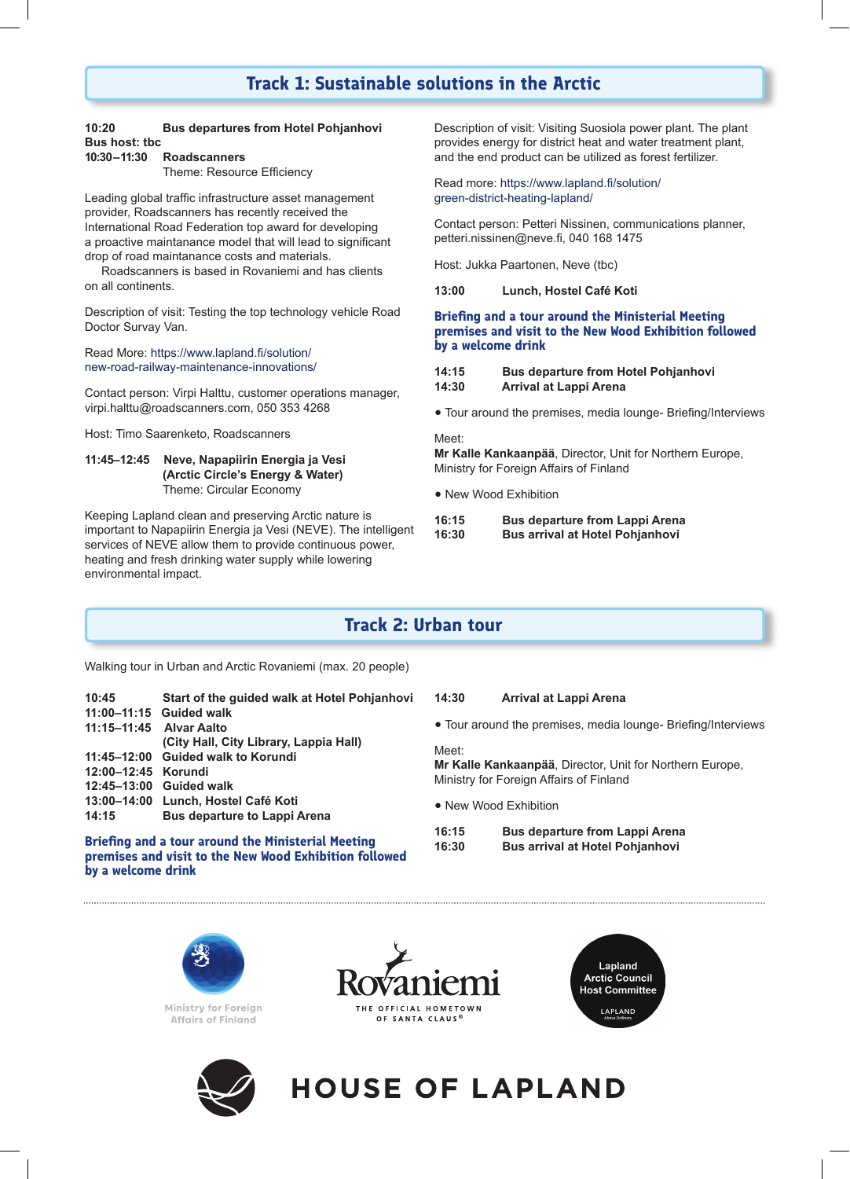## Track 1: Sustainable solutions in the Arctic

**10:20** **Bus departures from Hotel Pohjanhovi**
**Bus host: tbc**
**10:30–11:30** **Roadscanners**
Theme: Resource Efficiency

Leading global traffic infrastructure asset management provider, Roadscanners has recently received the International Road Federation top award for developing a proactive maintanance model that will lead to significant drop of road maintanance costs and materials.
Roadscanners is based in Rovaniemi and has clients on all continents.

Description of visit: Testing the top technology vehicle Road Doctor Survay Van.

Read More: https://www.lapland.fi/solution/new-road-railway-maintenance-innovations/

Contact person: Virpi Halttu, customer operations manager, virpi.halttu@roadscanners.com, 050 353 4268

Host: Timo Saarenketo, Roadscanners

**11:45–12:45** **Neve, Napapiirin Energia ja Vesi (Arctic Circle's Energy & Water)**
Theme: Circular Economy

Keeping Lapland clean and preserving Arctic nature is important to Napapiirin Energia ja Vesi (NEVE). The intelligent services of NEVE allow them to provide continuous power, heating and fresh drinking water supply while lowering environmental impact.

Description of visit: Visiting Suosiola power plant. The plant provides energy for district heat and water treatment plant, and the end product can be utilized as forest fertilizer.

Read more: https://www.lapland.fi/solution/green-district-heating-lapland/

Contact person: Petteri Nissinen, communications planner, petteri.nissinen@neve.fi, 040 168 1475

Host: Jukka Paartonen, Neve (tbc)

**13:00** **Lunch, Hostel Café Koti**

### Briefing and a tour around the Ministerial Meeting premises and visit to the New Wood Exhibition followed by a welcome drink

**14:15** **Bus departure from Hotel Pohjanhovi**
**14:30** **Arrival at Lappi Arena**

- Tour around the premises, media lounge- Briefing/Interviews

Meet:
**Mr Kalle Kankaanpää**, Director, Unit for Northern Europe, Ministry for Foreign Affairs of Finland

- New Wood Exhibition

**16:15** **Bus departure from Lappi Arena**
**16:30** **Bus arrival at Hotel Pohjanhovi**

## Track 2: Urban tour

Walking tour in Urban and Arctic Rovaniemi (max. 20 people)

**10:45** **Start of the guided walk at Hotel Pohjanhovi**
**11:00–11:15** **Guided walk**
**11:15–11:45** **Alvar Aalto (City Hall, City Library, Lappia Hall)**
**11:45–12:00** **Guided walk to Korundi**
**12:00–12:45** **Korundi**
**12:45–13:00** **Guided walk**
**13:00–14:00** **Lunch, Hostel Café Koti**
**14:15** **Bus departure to Lappi Arena**

### Briefing and a tour around the Ministerial Meeting premises and visit to the New Wood Exhibition followed by a welcome drink

**14:30** **Arrival at Lappi Arena**

- Tour around the premises, media lounge- Briefing/Interviews

Meet:
**Mr Kalle Kankaanpää**, Director, Unit for Northern Europe, Ministry for Foreign Affairs of Finland

- New Wood Exhibition

**16:15** **Bus departure from Lappi Arena**
**16:30** **Bus arrival at Hotel Pohjanhovi**

Ministry for Foreign Affairs of Finland

Rovaniemi
THE OFFICIAL HOMETOWN OF SANTA CLAUS®

Lapland Arctic Council Host Committee
LAPLAND

HOUSE OF LAPLAND